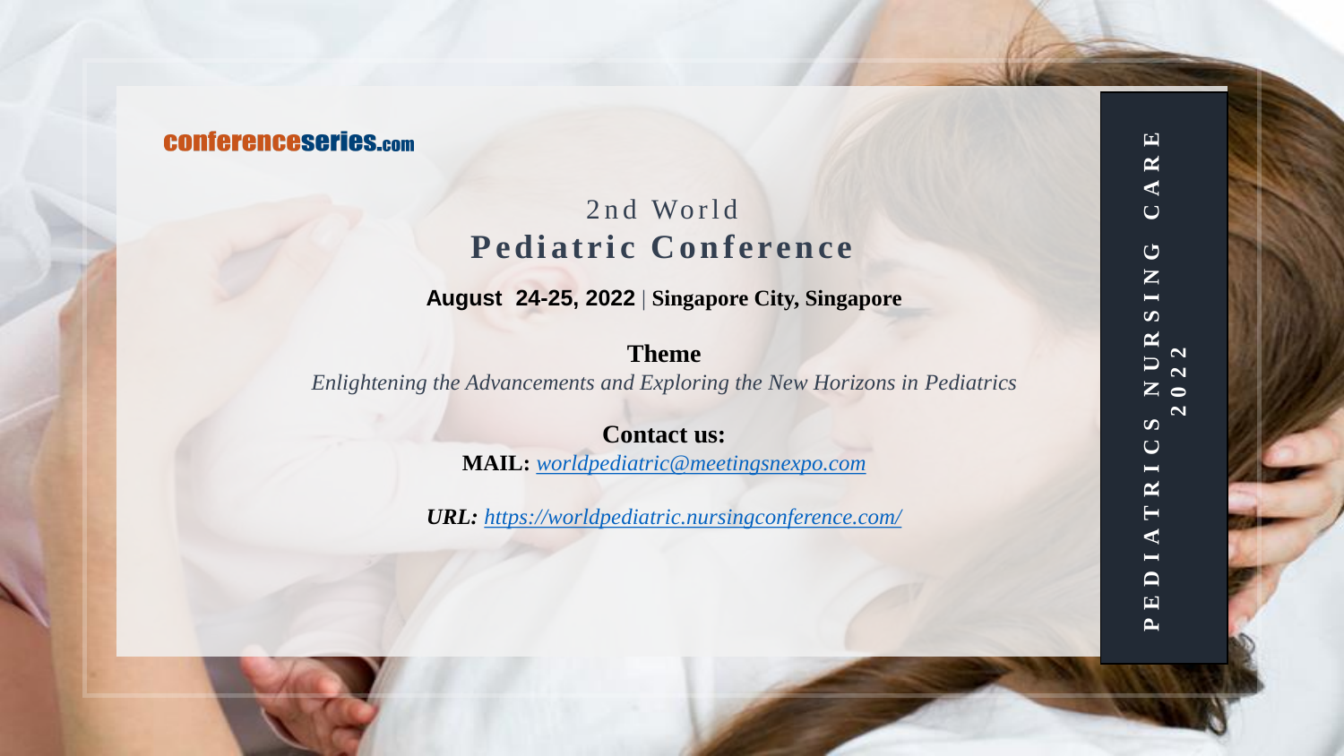conferenceseries.com

# 2nd World
# Pediatric Conference

**August 24-25, 2022** | **Singapore City, Singapore**

**Theme**

*Enlightening the Advancements and Exploring the New Horizons in Pediatrics*

**Contact us:**

**MAIL:** *worldpediatric@meetingsnexpo.com*

***URL:*** *https://worldpediatric.nursingconference.com/*

**PEDIATRICS NURSING CARE 2022**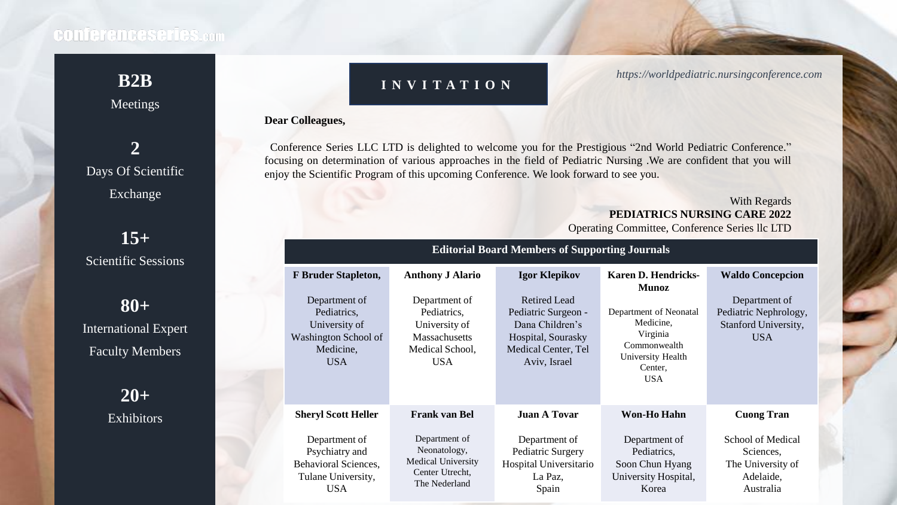conferenceseries.com

**B2B**
Meetings

**2**
Days Of Scientific Exchange

**15+**
Scientific Sessions

**80+**
International Expert Faculty Members

**20+**
Exhibitors

## INVITATION

*https://worldpediatric.nursingconference.com*

**Dear Colleagues,**

Conference Series LLC LTD is delighted to welcome you for the Prestigious "2nd World Pediatric Conference." focusing on determination of various approaches in the field of Pediatric Nursing .We are confident that you will enjoy the Scientific Program of this upcoming Conference. We look forward to see you.

With Regards
**PEDIATRICS NURSING CARE 2022**
Operating Committee, Conference Series llc LTD

### Editorial Board Members of Supporting Journals

| **F Bruder Stapleton,** | **Anthony J Alario** | **Igor Klepikov** | **Karen D. Hendricks-Munoz** | **Waldo Concepcion** |
|---|---|---|---|---|
| Department of Pediatrics, University of Washington School of Medicine, USA | Department of Pediatrics, University of Massachusetts Medical School, USA | Retired Lead Pediatric Surgeon - Dana Children's Hospital, Sourasky Medical Center, Tel Aviv, Israel | Department of Neonatal Medicine, Virginia Commonwealth University Health Center, USA | Department of Pediatric Nephrology, Stanford University, USA |
| **Sheryl Scott Heller** | **Frank van Bel** | **Juan A Tovar** | **Won-Ho Hahn** | **Cuong Tran** |
| Department of Psychiatry and Behavioral Sciences, Tulane University, USA | Department of Neonatology, Medical University Center Utrecht, The Nederland | Department of Pediatric Surgery Hospital Universitario La Paz, Spain | Department of Pediatrics, Soon Chun Hyang University Hospital, Korea | School of Medical Sciences, The University of Adelaide, Australia |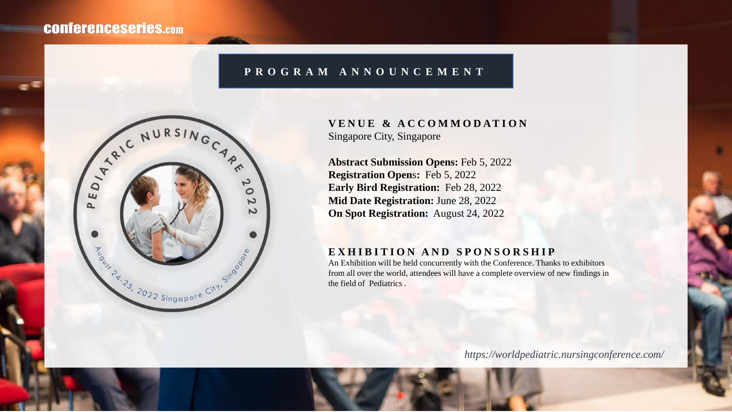conferenceseries.com

# PROGRAM ANNOUNCEMENT

PEDIATRIC NURSING CARE 2022

August 24-25, 2022 Singapore City, Singapore

## VENUE & ACCOMMODATION

Singapore City, Singapore

**Abstract Submission Opens:** Feb 5, 2022
**Registration Opens:** Feb 5, 2022
**Early Bird Registration:** Feb 28, 2022
**Mid Date Registration:** June 28, 2022
**On Spot Registration:** August 24, 2022

## EXHIBITION AND SPONSORSHIP

An Exhibition will be held concurrently with the Conference. Thanks to exhibitors from all over the world, attendees will have a complete overview of new findings in the field of Pediatrics .

*https://worldpediatric.nursingconference.com/*